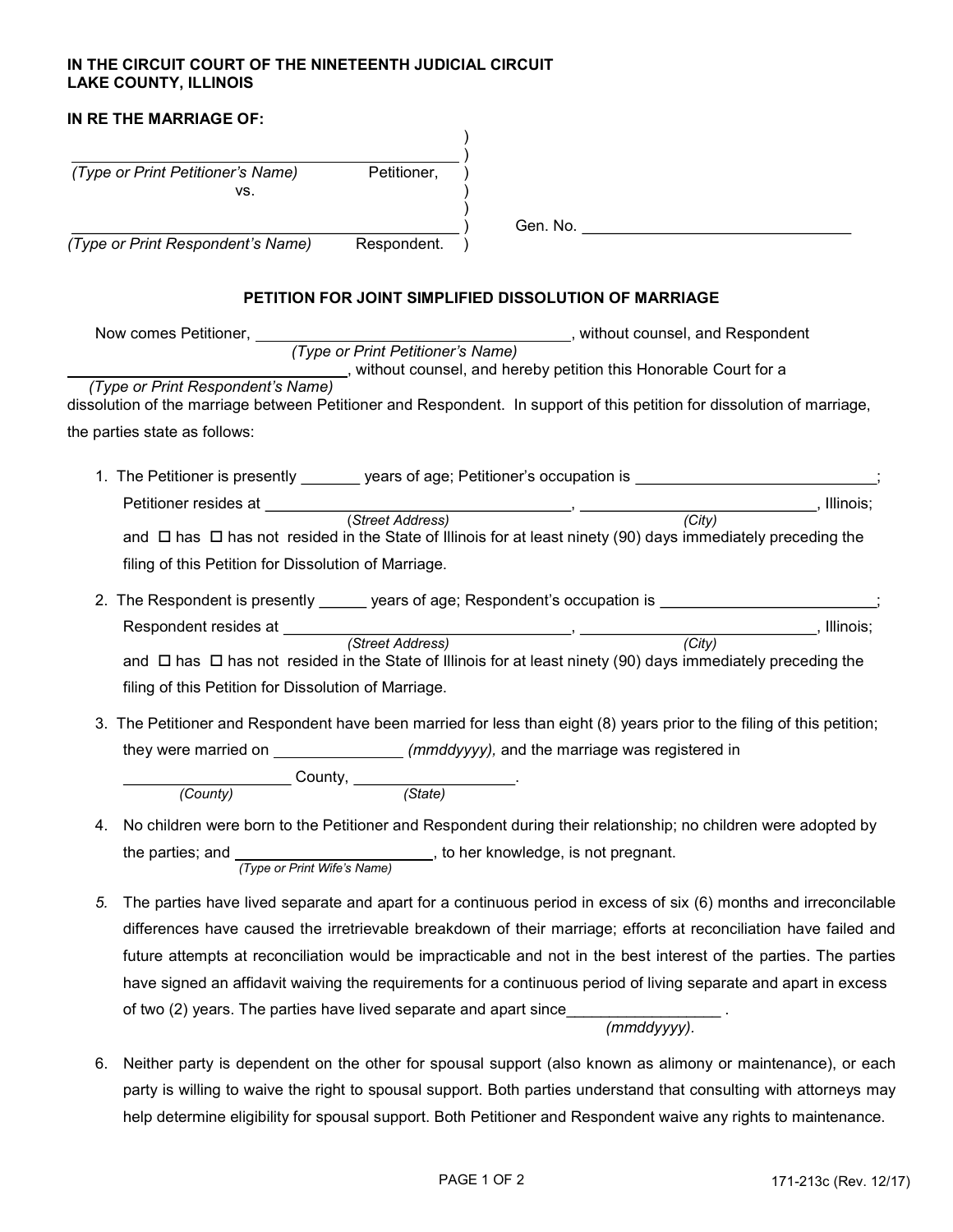**IN THE CIRCUIT COURT OF THE NINETEENTH JUDICIAL CIRCUIT**
**LAKE COUNTY, ILLINOIS**

**IN RE THE MARRIAGE OF:**

______________________________ Petitioner,
*(Type or Print Petitioner's Name)*

vs.

______________________________ Respondent.
*(Type or Print Respondent's Name)*

Gen. No. ______________________________

## PETITION FOR JOINT SIMPLIFIED DISSOLUTION OF MARRIAGE

Now comes Petitioner, ______________________________ *(Type or Print Petitioner's Name)*, without counsel, and Respondent ______________________________ *(Type or Print Respondent's Name)*, without counsel, and hereby petition this Honorable Court for a dissolution of the marriage between Petitioner and Respondent. In support of this petition for dissolution of marriage, the parties state as follows:

1. The Petitioner is presently _______ years of age; Petitioner's occupation is ____________________________; Petitioner resides at ______________________________ *(Street Address)*, ____________________________ *(City)*, Illinois; and ☐ has ☐ has not resided in the State of Illinois for at least ninety (90) days immediately preceding the filing of this Petition for Dissolution of Marriage.

2. The Respondent is presently ______ years of age; Respondent's occupation is __________________________; Respondent resides at ______________________________ *(Street Address)*, ____________________________ *(City)*, Illinois; and ☐ has ☐ has not resided in the State of Illinois for at least ninety (90) days immediately preceding the filing of this Petition for Dissolution of Marriage.

3. The Petitioner and Respondent have been married for less than eight (8) years prior to the filing of this petition; they were married on _______________ *(mmddyyyy)*, and the marriage was registered in ___________________ *(County)* County, __________________ *(State)*.

4. No children were born to the Petitioner and Respondent during their relationship; no children were adopted by the parties; and ______________________ *(Type or Print Wife's Name)*, to her knowledge, is not pregnant.

5. The parties have lived separate and apart for a continuous period in excess of six (6) months and irreconcilable differences have caused the irretrievable breakdown of their marriage; efforts at reconciliation have failed and future attempts at reconciliation would be impracticable and not in the best interest of the parties. The parties have signed an affidavit waiving the requirements for a continuous period of living separate and apart in excess of two (2) years. The parties have lived separate and apart since__________________ *(mmddyyyy)*.

6. Neither party is dependent on the other for spousal support (also known as alimony or maintenance), or each party is willing to waive the right to spousal support. Both parties understand that consulting with attorneys may help determine eligibility for spousal support. Both Petitioner and Respondent waive any rights to maintenance.

171-213c (Rev. 12/17)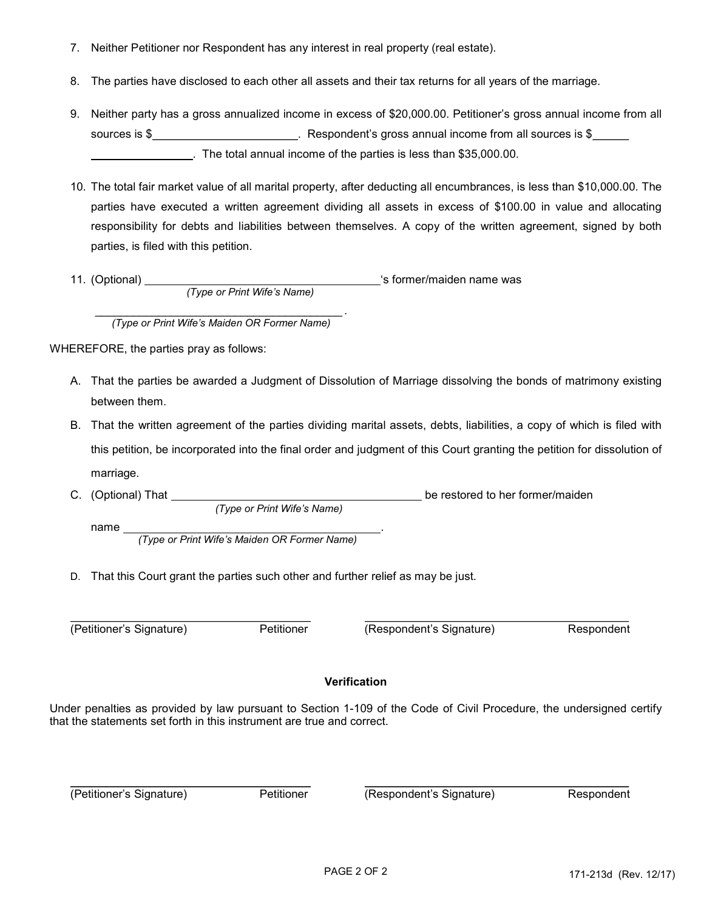7. Neither Petitioner nor Respondent has any interest in real property (real estate).

8. The parties have disclosed to each other all assets and their tax returns for all years of the marriage.

9. Neither party has a gross annualized income in excess of $20,000.00. Petitioner's gross annual income from all sources is $______________________. Respondent's gross annual income from all sources is $______ ________________. The total annual income of the parties is less than $35,000.00.

10. The total fair market value of all marital property, after deducting all encumbrances, is less than $10,000.00. The parties have executed a written agreement dividing all assets in excess of $100.00 in value and allocating responsibility for debts and liabilities between themselves. A copy of the written agreement, signed by both parties, is filed with this petition.

11. (Optional) ______________________________________'s former/maiden name was
*(Type or Print Wife's Name)*

 ________________________________________.
 *(Type or Print Wife's Maiden OR Former Name)*

WHEREFORE, the parties pray as follows:

A. That the parties be awarded a Judgment of Dissolution of Marriage dissolving the bonds of matrimony existing between them.

B. That the written agreement of the parties dividing marital assets, debts, liabilities, a copy of which is filed with this petition, be incorporated into the final order and judgment of this Court granting the petition for dissolution of marriage.

C. (Optional) That ________________________________________ be restored to her former/maiden
*(Type or Print Wife's Name)*

 name ________________________________________.
 *(Type or Print Wife's Maiden OR Former Name)*

D. That this Court grant the parties such other and further relief as may be just.

________________________________________ ________________________________________
(Petitioner's Signature) Petitioner (Respondent's Signature) Respondent

**Verification**

Under penalties as provided by law pursuant to Section 1-109 of the Code of Civil Procedure, the undersigned certify that the statements set forth in this instrument are true and correct.

________________________________________ ________________________________________
(Petitioner's Signature) Petitioner (Respondent's Signature) Respondent

171-213d (Rev. 12/17)